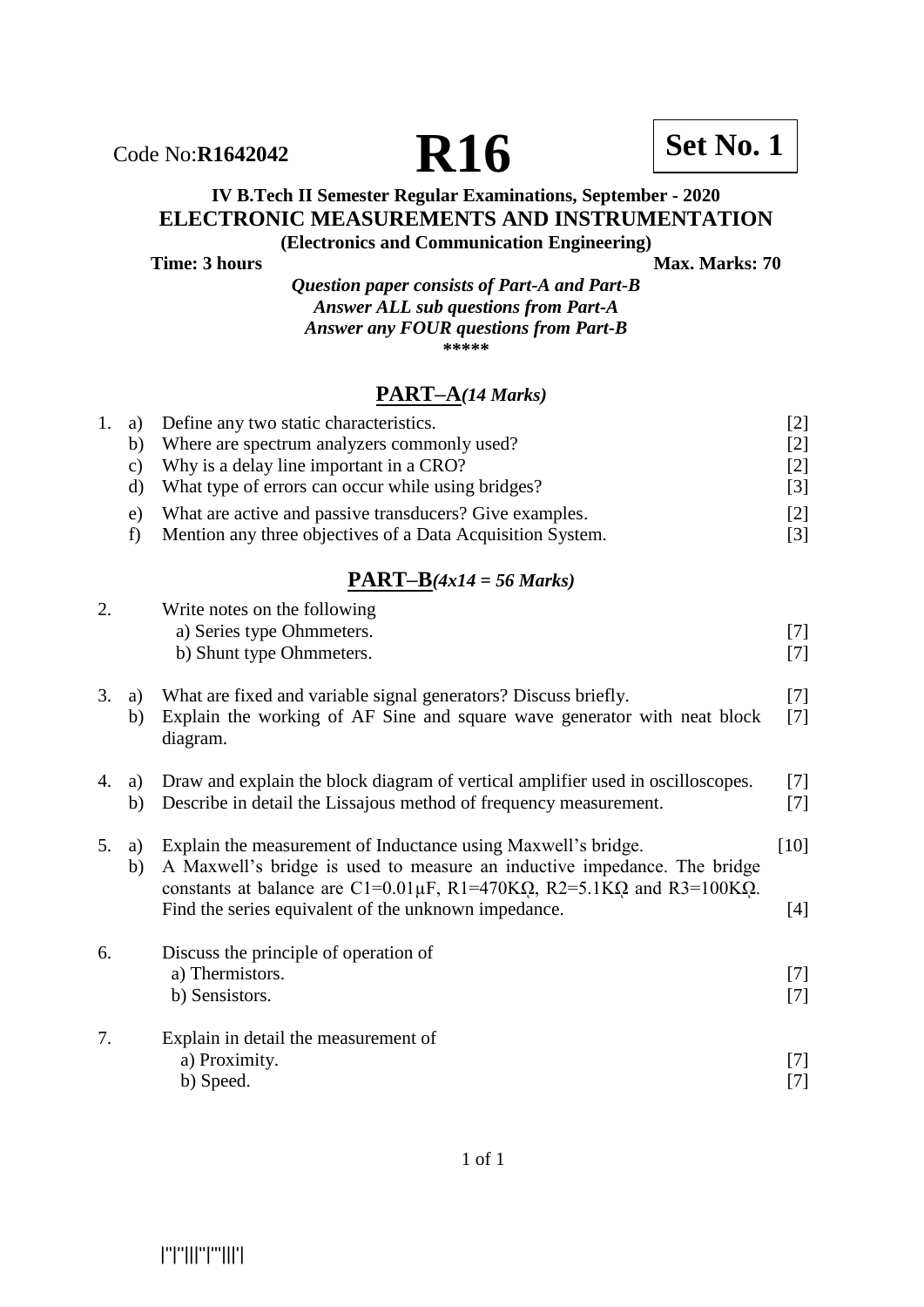Code No:**R1642042** **R16** **Set No. 1**

**IV B.Tech II Semester Regular Examinations, September - 2020**

**ELECTRONIC MEASUREMENTS AND INSTRUMENTATION**

**(Electronics and Communication Engineering)**

**Time: 3 hours** **Max. Marks: 70**

***Question paper consists of Part-A and Part-B***
***Answer ALL sub questions from Part-A***
***Answer any FOUR questions from Part-B***

\*\*\*\*\*

## PART–A *(14 Marks)*

1. a) Define any two static characteristics. [2]
   b) Where are spectrum analyzers commonly used? [2]
   c) Why is a delay line important in a CRO? [2]
   d) What type of errors can occur while using bridges? [3]
   e) What are active and passive transducers? Give examples. [2]
   f) Mention any three objectives of a Data Acquisition System. [3]

## PART–B *(4x14 = 56 Marks)*

2. Write notes on the following
   a) Series type Ohmmeters. [7]
   b) Shunt type Ohmmeters. [7]

3. a) What are fixed and variable signal generators? Discuss briefly. [7]
   b) Explain the working of AF Sine and square wave generator with neat block diagram. [7]

4. a) Draw and explain the block diagram of vertical amplifier used in oscilloscopes. [7]
   b) Describe in detail the Lissajous method of frequency measurement. [7]

5. a) Explain the measurement of Inductance using Maxwell's bridge. [10]
   b) A Maxwell's bridge is used to measure an inductive impedance. The bridge constants at balance are $C1=0.01\mu F$, $R1=470K\Omega$, $R2=5.1K\Omega$ and $R3=100K\Omega$. Find the series equivalent of the unknown impedance. [4]

6. Discuss the principle of operation of
   a) Thermistors. [7]
   b) Sensistors. [7]

7. Explain in detail the measurement of
   a) Proximity. [7]
   b) Speed. [7]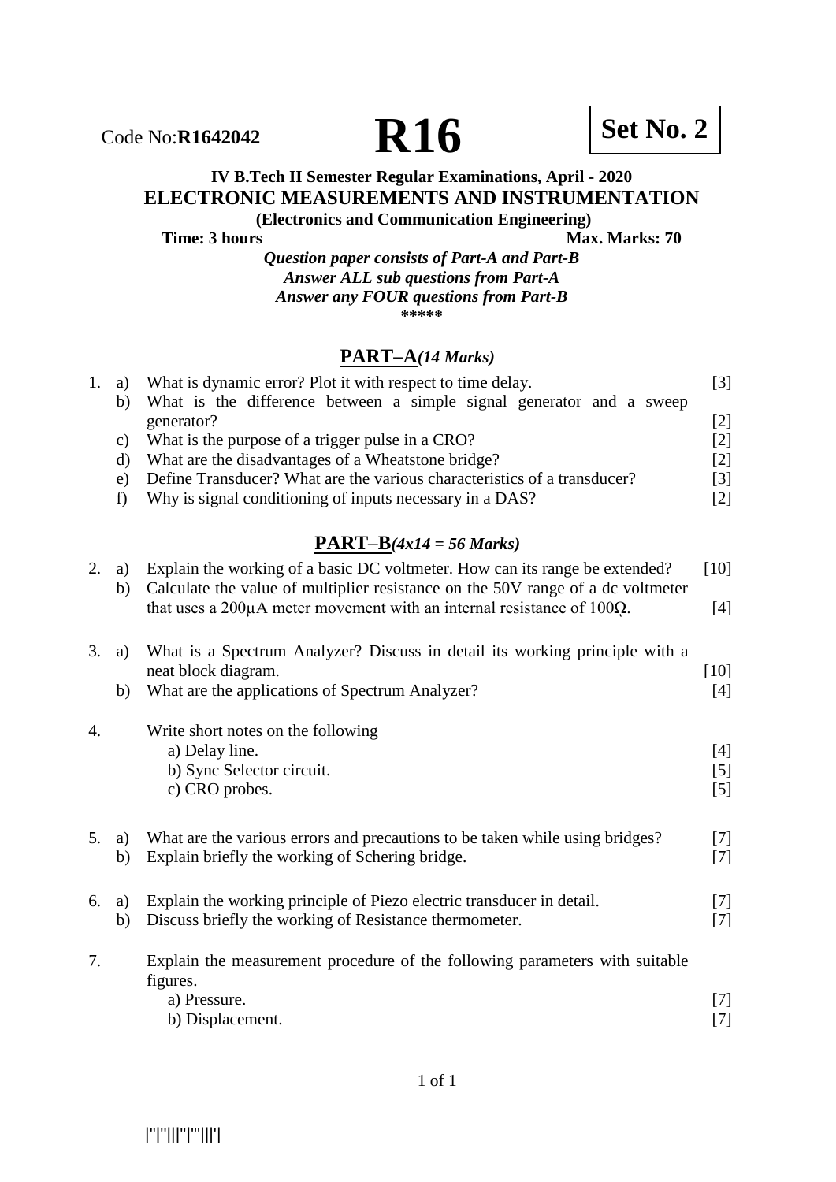Code No:**R1642042** **R16** **Set No. 2**

**IV B.Tech II Semester Regular Examinations, April - 2020**

**ELECTRONIC MEASUREMENTS AND INSTRUMENTATION**

**(Electronics and Communication Engineering)**

**Time: 3 hours** **Max. Marks: 70**

***Question paper consists of Part-A and Part-B***

***Answer ALL sub questions from Part-A***

***Answer any FOUR questions from Part-B***

\*\*\*\*\*

## PART–A *(14 Marks)*

1. a) What is dynamic error? Plot it with respect to time delay. [3]
   b) What is the difference between a simple signal generator and a sweep generator? [2]
   c) What is the purpose of a trigger pulse in a CRO? [2]
   d) What are the disadvantages of a Wheatstone bridge? [2]
   e) Define Transducer? What are the various characteristics of a transducer? [3]
   f) Why is signal conditioning of inputs necessary in a DAS? [2]

## PART–B *(4x14 = 56 Marks)*

2. a) Explain the working of a basic DC voltmeter. How can its range be extended? [10]
   b) Calculate the value of multiplier resistance on the 50V range of a dc voltmeter that uses a $200\mu A$ meter movement with an internal resistance of $100\Omega$. [4]

3. a) What is a Spectrum Analyzer? Discuss in detail its working principle with a neat block diagram. [10]
   b) What are the applications of Spectrum Analyzer? [4]

4. Write short notes on the following
   a) Delay line. [4]
   b) Sync Selector circuit. [5]
   c) CRO probes. [5]

5. a) What are the various errors and precautions to be taken while using bridges? [7]
   b) Explain briefly the working of Schering bridge. [7]

6. a) Explain the working principle of Piezo electric transducer in detail. [7]
   b) Discuss briefly the working of Resistance thermometer. [7]

7. Explain the measurement procedure of the following parameters with suitable figures.
   a) Pressure. [7]
   b) Displacement. [7]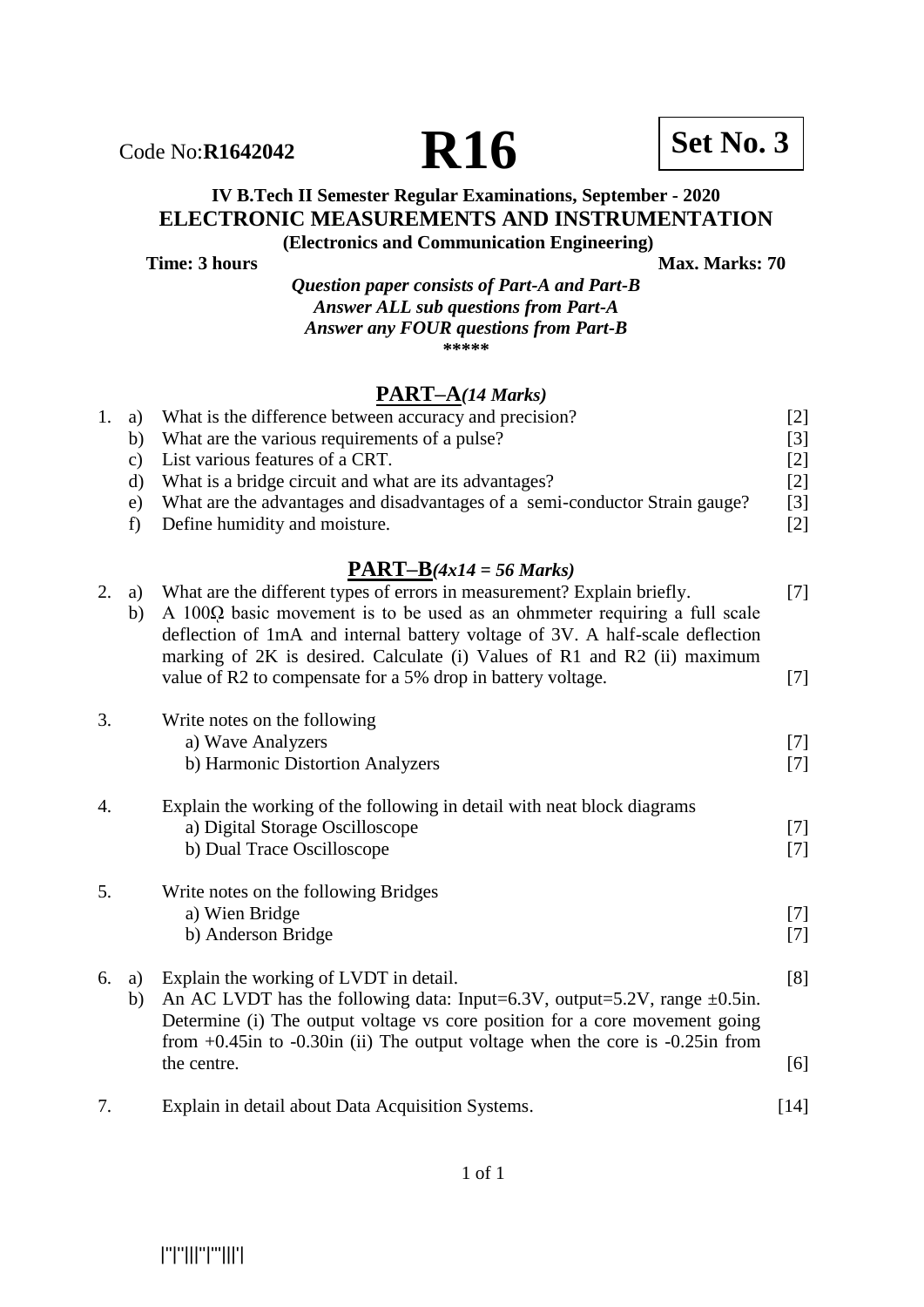Code No:**R1642042** **R16** **Set No. 3**

**IV B.Tech II Semester Regular Examinations, September - 2020**

## ELECTRONIC MEASUREMENTS AND INSTRUMENTATION

**(Electronics and Communication Engineering)**

**Time: 3 hours** **Max. Marks: 70**

***Question paper consists of Part-A and Part-B***
***Answer ALL sub questions from Part-A***
***Answer any FOUR questions from Part-B***

\*\*\*\*\*

### PART–A*(14 Marks)*

1. a) What is the difference between accuracy and precision? [2]
   b) What are the various requirements of a pulse? [3]
   c) List various features of a CRT. [2]
   d) What is a bridge circuit and what are its advantages? [2]
   e) What are the advantages and disadvantages of a semi-conductor Strain gauge? [3]
   f) Define humidity and moisture. [2]

### PART–B*(4x14 = 56 Marks)*

2. a) What are the different types of errors in measurement? Explain briefly. [7]
   b) A 100Ω basic movement is to be used as an ohmmeter requiring a full scale deflection of 1mA and internal battery voltage of 3V. A half-scale deflection marking of 2K is desired. Calculate (i) Values of R1 and R2 (ii) maximum value of R2 to compensate for a 5% drop in battery voltage. [7]

3. Write notes on the following
   a) Wave Analyzers [7]
   b) Harmonic Distortion Analyzers [7]

4. Explain the working of the following in detail with neat block diagrams
   a) Digital Storage Oscilloscope [7]
   b) Dual Trace Oscilloscope [7]

5. Write notes on the following Bridges
   a) Wien Bridge [7]
   b) Anderson Bridge [7]

6. a) Explain the working of LVDT in detail. [8]
   b) An AC LVDT has the following data: Input=6.3V, output=5.2V, range ±0.5in. Determine (i) The output voltage vs core position for a core movement going from +0.45in to -0.30in (ii) The output voltage when the core is -0.25in from the centre. [6]

7. Explain in detail about Data Acquisition Systems. [14]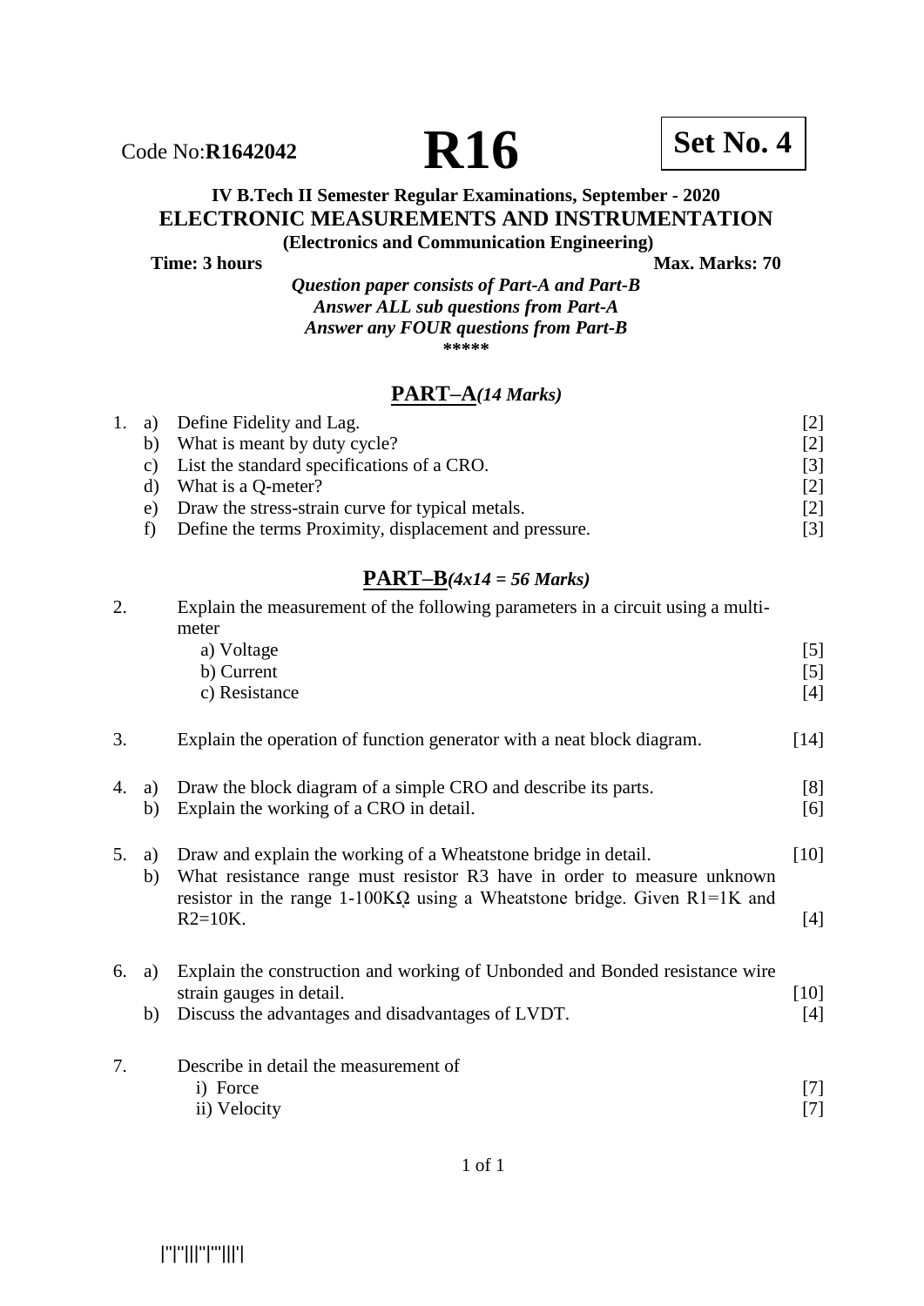Code No:**R1642042** **R16** **Set No. 4**

**IV B.Tech II Semester Regular Examinations, September - 2020**
**ELECTRONIC MEASUREMENTS AND INSTRUMENTATION**
**(Electronics and Communication Engineering)**

**Time: 3 hours** **Max. Marks: 70**

***Question paper consists of Part-A and Part-B***
***Answer ALL sub questions from Part-A***
***Answer any FOUR questions from Part-B***

\*\*\*\*\*

## PART–A *(14 Marks)*

1.
   a) Define Fidelity and Lag. [2]
   b) What is meant by duty cycle? [2]
   c) List the standard specifications of a CRO. [3]
   d) What is a Q-meter? [2]
   e) Draw the stress-strain curve for typical metals. [2]
   f) Define the terms Proximity, displacement and pressure. [3]

## PART–B *(4x14 = 56 Marks)*

2. Explain the measurement of the following parameters in a circuit using a multi-meter
   a) Voltage [5]
   b) Current [5]
   c) Resistance [4]

3. Explain the operation of function generator with a neat block diagram. [14]

4.
   a) Draw the block diagram of a simple CRO and describe its parts. [8]
   b) Explain the working of a CRO in detail. [6]

5.
   a) Draw and explain the working of a Wheatstone bridge in detail. [10]
   b) What resistance range must resistor R3 have in order to measure unknown resistor in the range 1-100KΩ using a Wheatstone bridge. Given R1=1K and R2=10K. [4]

6.
   a) Explain the construction and working of Unbonded and Bonded resistance wire strain gauges in detail. [10]
   b) Discuss the advantages and disadvantages of LVDT. [4]

7. Describe in detail the measurement of
   i) Force [7]
   ii) Velocity [7]